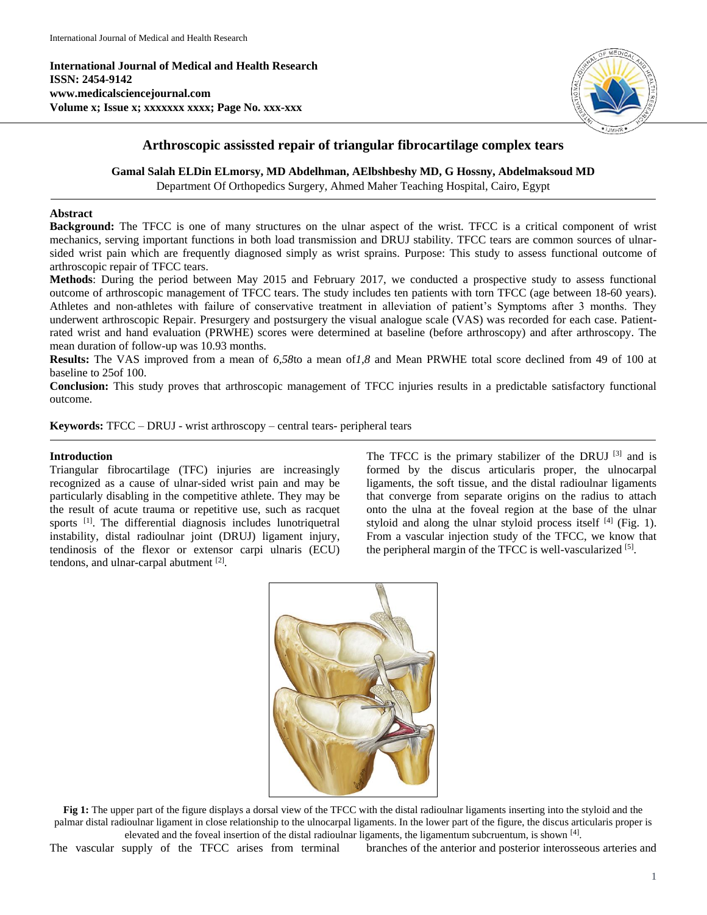International Journal of Medical and Health Research
ISSN: 2454-9142
www.medicalsciencejournal.com

# Arthroscopic assissted repair of triangular fibrocartilage complex tears

**Gamal Salah ELDin ELmorsy, MD Abdelhman, AElbshbeshy MD, G Hossny, Abdelmaksoud MD**

Department Of Orthopedics Surgery, Ahmed Maher Teaching Hospital, Cairo, Egypt

## Abstract

**Background:** The TFCC is one of many structures on the ulnar aspect of the wrist. TFCC is a critical component of wrist mechanics, serving important functions in both load transmission and DRUJ stability. TFCC tears are common sources of ulnar-sided wrist pain which are frequently diagnosed simply as wrist sprains. Purpose: This study to assess functional outcome of arthroscopic repair of TFCC tears.

**Methods**: During the period between May 2015 and February 2017, we conducted a prospective study to assess functional outcome of arthroscopic management of TFCC tears. The study includes ten patients with torn TFCC (age between 18-60 years). Athletes and non-athletes with failure of conservative treatment in alleviation of patient's Symptoms after 3 months. They underwent arthroscopic Repair. Presurgery and postsurgery the visual analogue scale (VAS) was recorded for each case. Patient-rated wrist and hand evaluation (PRWHE) scores were determined at baseline (before arthroscopy) and after arthroscopy. The mean duration of follow-up was 10.93 months.

**Results:** The VAS improved from a mean of *6,58*to a mean of*1,8* and Mean PRWHE total score declined from 49 of 100 at baseline to 25of 100.

**Conclusion:** This study proves that arthroscopic management of TFCC injuries results in a predictable satisfactory functional outcome.

**Keywords:** TFCC – DRUJ - wrist arthroscopy – central tears- peripheral tears

## Introduction

Triangular fibrocartilage (TFC) injuries are increasingly recognized as a cause of ulnar-sided wrist pain and may be particularly disabling in the competitive athlete. They may be the result of acute trauma or repetitive use, such as racquet sports [1]. The differential diagnosis includes lunotriquetral instability, distal radioulnar joint (DRUJ) ligament injury, tendinosis of the flexor or extensor carpi ulnaris (ECU) tendons, and ulnar-carpal abutment [2].

The TFCC is the primary stabilizer of the DRUJ [3] and is formed by the discus articularis proper, the ulnocarpal ligaments, the soft tissue, and the distal radioulnar ligaments that converge from separate origins on the radius to attach onto the ulna at the foveal region at the base of the ulnar styloid and along the ulnar styloid process itself [4] (Fig. 1). From a vascular injection study of the TFCC, we know that the peripheral margin of the TFCC is well-vascularized [5].

**Fig 1:** The upper part of the figure displays a dorsal view of the TFCC with the distal radioulnar ligaments inserting into the styloid and the palmar distal radioulnar ligament in close relationship to the ulnocarpal ligaments. In the lower part of the figure, the discus articularis proper is elevated and the foveal insertion of the distal radioulnar ligaments, the ligamentum subcruentum, is shown [4].

The vascular supply of the TFCC arises from terminal branches of the anterior and posterior interosseous arteries and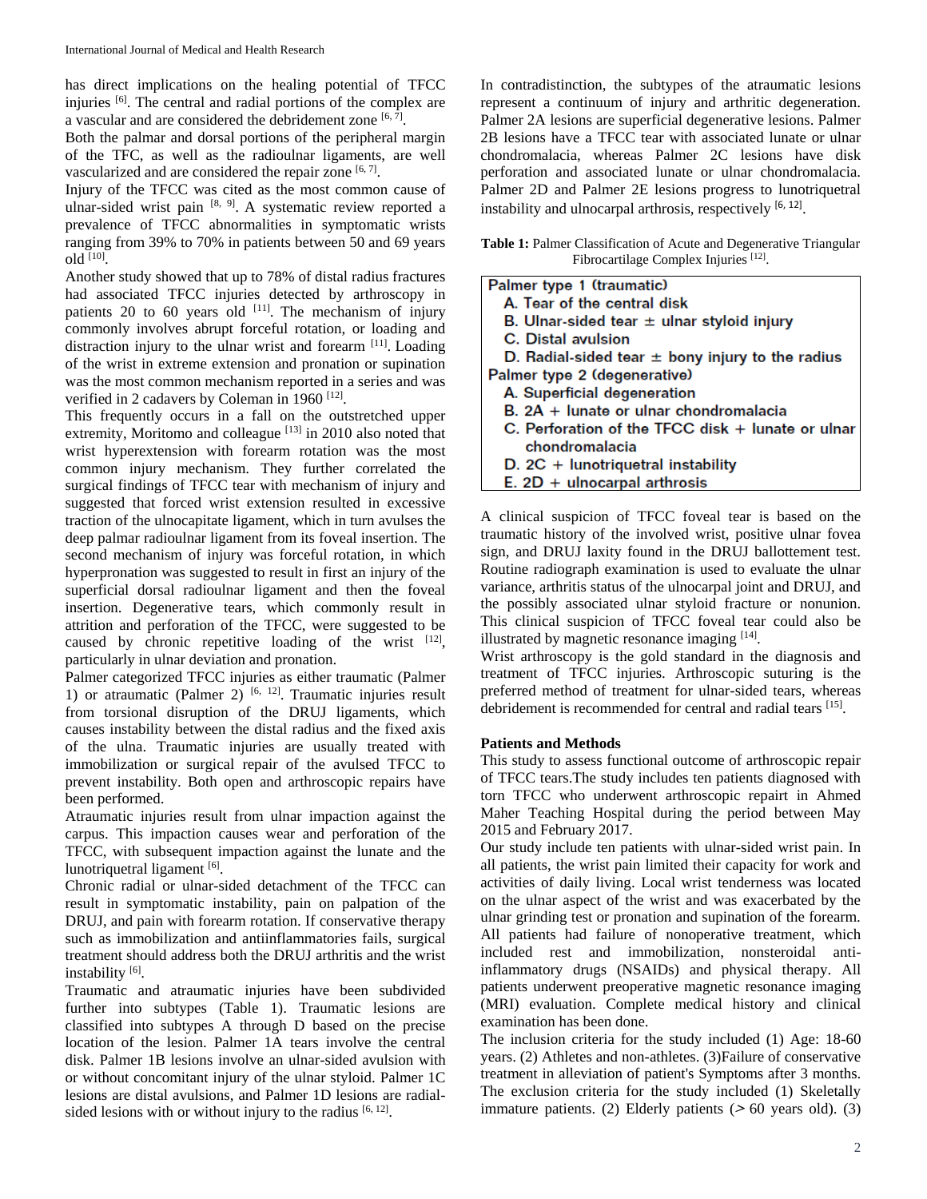has direct implications on the healing potential of TFCC injuries [6]. The central and radial portions of the complex are a vascular and are considered the debridement zone [6, 7].

Both the palmar and dorsal portions of the peripheral margin of the TFC, as well as the radioulnar ligaments, are well vascularized and are considered the repair zone [6, 7].

Injury of the TFCC was cited as the most common cause of ulnar-sided wrist pain [8, 9]. A systematic review reported a prevalence of TFCC abnormalities in symptomatic wrists ranging from 39% to 70% in patients between 50 and 69 years old [10].

Another study showed that up to 78% of distal radius fractures had associated TFCC injuries detected by arthroscopy in patients 20 to 60 years old [11]. The mechanism of injury commonly involves abrupt forceful rotation, or loading and distraction injury to the ulnar wrist and forearm [11]. Loading of the wrist in extreme extension and pronation or supination was the most common mechanism reported in a series and was verified in 2 cadavers by Coleman in 1960 [12].

This frequently occurs in a fall on the outstretched upper extremity, Moritomo and colleague [13] in 2010 also noted that wrist hyperextension with forearm rotation was the most common injury mechanism. They further correlated the surgical findings of TFCC tear with mechanism of injury and suggested that forced wrist extension resulted in excessive traction of the ulnocapitate ligament, which in turn avulses the deep palmar radioulnar ligament from its foveal insertion. The second mechanism of injury was forceful rotation, in which hyperpronation was suggested to result in first an injury of the superficial dorsal radioulnar ligament and then the foveal insertion. Degenerative tears, which commonly result in attrition and perforation of the TFCC, were suggested to be caused by chronic repetitive loading of the wrist [12], particularly in ulnar deviation and pronation.

Palmer categorized TFCC injuries as either traumatic (Palmer 1) or atraumatic (Palmer 2) [6, 12]. Traumatic injuries result from torsional disruption of the DRUJ ligaments, which causes instability between the distal radius and the fixed axis of the ulna. Traumatic injuries are usually treated with immobilization or surgical repair of the avulsed TFCC to prevent instability. Both open and arthroscopic repairs have been performed.

Atraumatic injuries result from ulnar impaction against the carpus. This impaction causes wear and perforation of the TFCC, with subsequent impaction against the lunate and the lunotriquetral ligament [6].

Chronic radial or ulnar-sided detachment of the TFCC can result in symptomatic instability, pain on palpation of the DRUJ, and pain with forearm rotation. If conservative therapy such as immobilization and antiinflammatories fails, surgical treatment should address both the DRUJ arthritis and the wrist instability [6].

Traumatic and atraumatic injuries have been subdivided further into subtypes (Table 1). Traumatic lesions are classified into subtypes A through D based on the precise location of the lesion. Palmer 1A tears involve the central disk. Palmer 1B lesions involve an ulnar-sided avulsion with or without concomitant injury of the ulnar styloid. Palmer 1C lesions are distal avulsions, and Palmer 1D lesions are radial-sided lesions with or without injury to the radius [6, 12].

In contradistinction, the subtypes of the atraumatic lesions represent a continuum of injury and arthritic degeneration. Palmer 2A lesions are superficial degenerative lesions. Palmer 2B lesions have a TFCC tear with associated lunate or ulnar chondromalacia, whereas Palmer 2C lesions have disk perforation and associated lunate or ulnar chondromalacia. Palmer 2D and Palmer 2E lesions progress to lunotriquetral instability and ulnocarpal arthrosis, respectively [6, 12].

**Table 1:** Palmer Classification of Acute and Degenerative Triangular Fibrocartilage Complex Injuries [12].

| Palmer type 1 (traumatic) |
|---|
| A. Tear of the central disk |
| B. Ulnar-sided tear ± ulnar styloid injury |
| C. Distal avulsion |
| D. Radial-sided tear ± bony injury to the radius |
| **Palmer type 2 (degenerative)** |
| A. Superficial degeneration |
| B. 2A + lunate or ulnar chondromalacia |
| C. Perforation of the TFCC disk + lunate or ulnar chondromalacia |
| D. 2C + lunotriquetral instability |
| E. 2D + ulnocarpal arthrosis |

A clinical suspicion of TFCC foveal tear is based on the traumatic history of the involved wrist, positive ulnar fovea sign, and DRUJ laxity found in the DRUJ ballottement test. Routine radiograph examination is used to evaluate the ulnar variance, arthritis status of the ulnocarpal joint and DRUJ, and the possibly associated ulnar styloid fracture or nonunion. This clinical suspicion of TFCC foveal tear could also be illustrated by magnetic resonance imaging [14].

Wrist arthroscopy is the gold standard in the diagnosis and treatment of TFCC injuries. Arthroscopic suturing is the preferred method of treatment for ulnar-sided tears, whereas debridement is recommended for central and radial tears [15].

## Patients and Methods

This study to assess functional outcome of arthroscopic repair of TFCC tears.The study includes ten patients diagnosed with torn TFCC who underwent arthroscopic repairt in Ahmed Maher Teaching Hospital during the period between May 2015 and February 2017.

Our study include ten patients with ulnar-sided wrist pain. In all patients, the wrist pain limited their capacity for work and activities of daily living. Local wrist tenderness was located on the ulnar aspect of the wrist and was exacerbated by the ulnar grinding test or pronation and supination of the forearm. All patients had failure of nonoperative treatment, which included rest and immobilization, nonsteroidal anti-inflammatory drugs (NSAIDs) and physical therapy. All patients underwent preoperative magnetic resonance imaging (MRI) evaluation. Complete medical history and clinical examination has been done.

The inclusion criteria for the study included (1) Age: 18-60 years. (2) Athletes and non-athletes. (3)Failure of conservative treatment in alleviation of patient's Symptoms after 3 months. The exclusion criteria for the study included (1) Skeletally immature patients. (2) Elderly patients (> 60 years old). (3)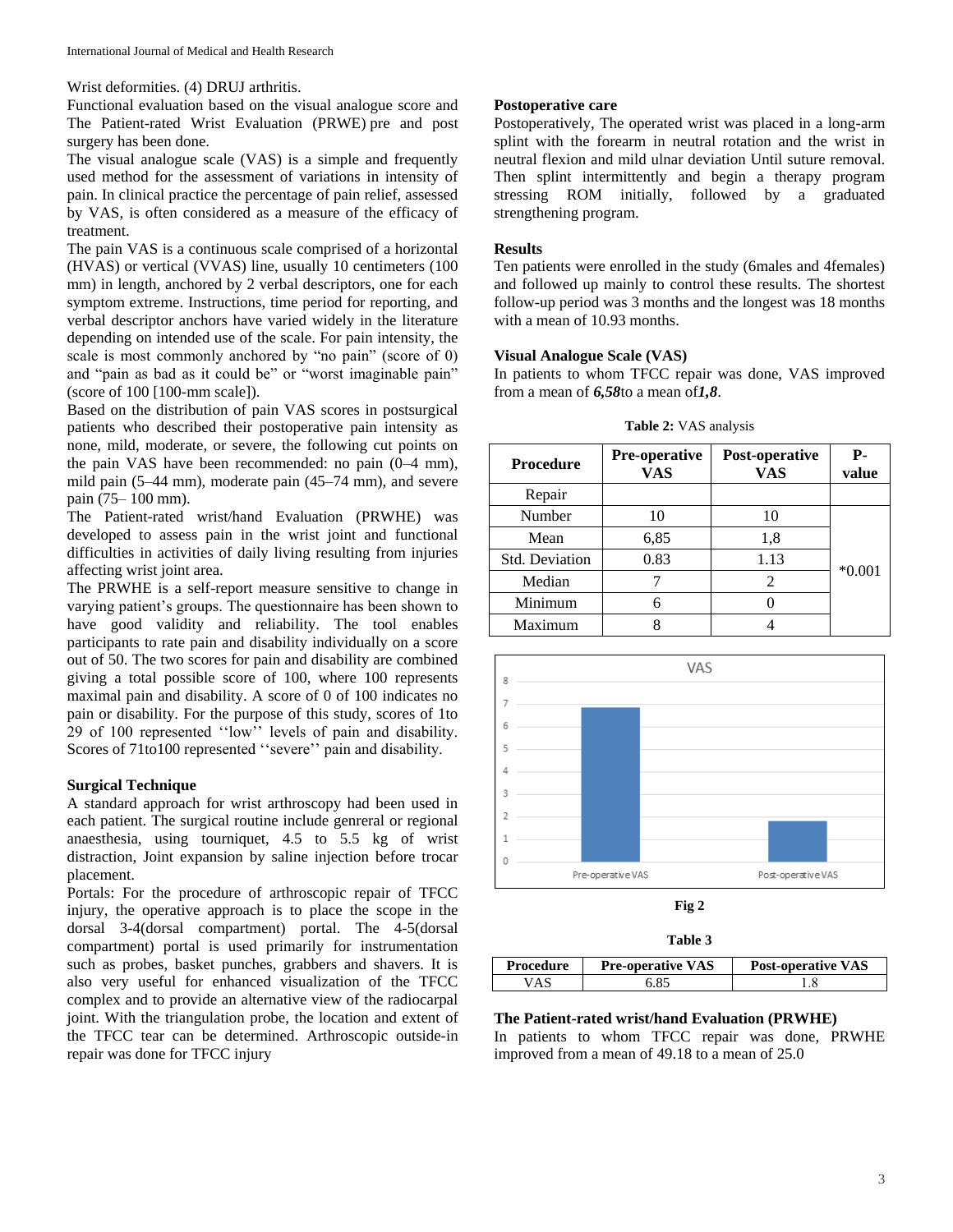Wrist deformities. (4) DRUJ arthritis.

Functional evaluation based on the visual analogue score and The Patient-rated Wrist Evaluation (PRWE) pre and post surgery has been done.

The visual analogue scale (VAS) is a simple and frequently used method for the assessment of variations in intensity of pain. In clinical practice the percentage of pain relief, assessed by VAS, is often considered as a measure of the efficacy of treatment.

The pain VAS is a continuous scale comprised of a horizontal (HVAS) or vertical (VVAS) line, usually 10 centimeters (100 mm) in length, anchored by 2 verbal descriptors, one for each symptom extreme. Instructions, time period for reporting, and verbal descriptor anchors have varied widely in the literature depending on intended use of the scale. For pain intensity, the scale is most commonly anchored by "no pain" (score of 0) and "pain as bad as it could be" or "worst imaginable pain" (score of 100 [100-mm scale]).

Based on the distribution of pain VAS scores in postsurgical patients who described their postoperative pain intensity as none, mild, moderate, or severe, the following cut points on the pain VAS have been recommended: no pain (0–4 mm), mild pain (5–44 mm), moderate pain (45–74 mm), and severe pain (75– 100 mm).

The Patient-rated wrist/hand Evaluation (PRWHE) was developed to assess pain in the wrist joint and functional difficulties in activities of daily living resulting from injuries affecting wrist joint area.

The PRWHE is a self-report measure sensitive to change in varying patient's groups. The questionnaire has been shown to have good validity and reliability. The tool enables participants to rate pain and disability individually on a score out of 50. The two scores for pain and disability are combined giving a total possible score of 100, where 100 represents maximal pain and disability. A score of 0 of 100 indicates no pain or disability. For the purpose of this study, scores of 1to 29 of 100 represented ''low'' levels of pain and disability. Scores of 71to100 represented ''severe'' pain and disability.

### Surgical Technique

A standard approach for wrist arthroscopy had been used in each patient. The surgical routine include genreral or regional anaesthesia, using tourniquet, 4.5 to 5.5 kg of wrist distraction, Joint expansion by saline injection before trocar placement.

Portals: For the procedure of arthroscopic repair of TFCC injury, the operative approach is to place the scope in the dorsal 3-4(dorsal compartment) portal. The 4-5(dorsal compartment) portal is used primarily for instrumentation such as probes, basket punches, grabbers and shavers. It is also very useful for enhanced visualization of the TFCC complex and to provide an alternative view of the radiocarpal joint. With the triangulation probe, the location and extent of the TFCC tear can be determined. Arthroscopic outside-in repair was done for TFCC injury

### Postoperative care

Postoperatively, The operated wrist was placed in a long-arm splint with the forearm in neutral rotation and the wrist in neutral flexion and mild ulnar deviation Until suture removal. Then splint intermittently and begin a therapy program stressing ROM initially, followed by a graduated strengthening program.

### Results

Ten patients were enrolled in the study (6males and 4females) and followed up mainly to control these results. The shortest follow-up period was 3 months and the longest was 18 months with a mean of 10.93 months.

### Visual Analogue Scale (VAS)

In patients to whom TFCC repair was done, VAS improved from a mean of ***6,58***to a mean of***1,8***.

**Table 2:** VAS analysis

| Procedure | Pre-operative VAS | Post-operative VAS | P-value |
|---|---|---|---|
| Repair | | | |
| Number | 10 | 10 | *0.001 |
| Mean | 6,85 | 1,8 | |
| Std. Deviation | 0.83 | 1.13 | |
| Median | 7 | 2 | |
| Minimum | 6 | 0 | |
| Maximum | 8 | 4 | |

**Fig 2**

**Table 3**

| Procedure | Pre-operative VAS | Post-operative VAS |
|---|---|---|
| VAS | 6.85 | 1.8 |

### The Patient-rated wrist/hand Evaluation (PRWHE)

In patients to whom TFCC repair was done, PRWHE improved from a mean of 49.18 to a mean of 25.0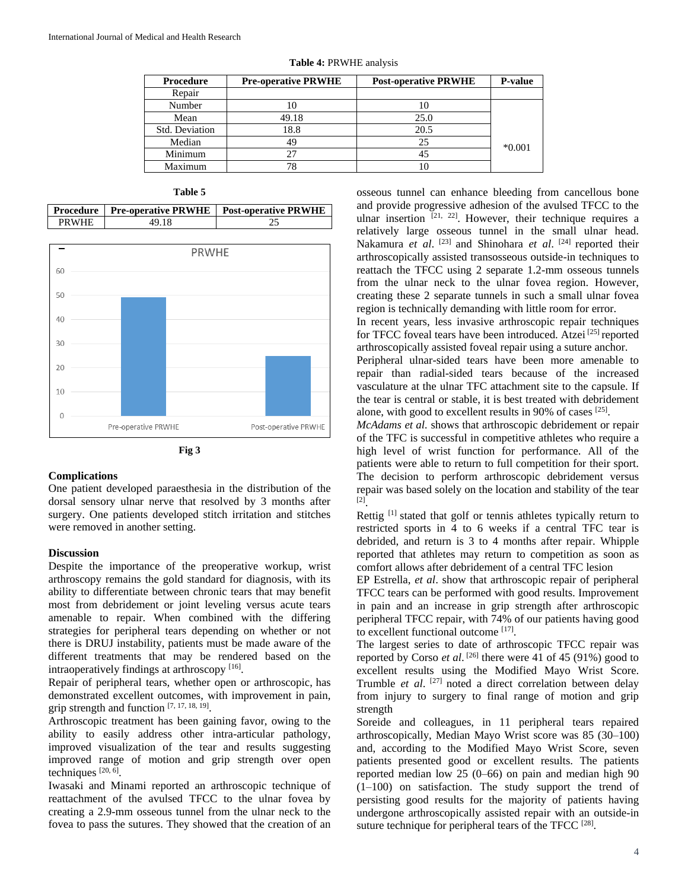**Table 4:** PRWHE analysis

| Procedure | Pre-operative PRWHE | Post-operative PRWHE | P-value |
|---|---|---|---|
| Repair | | | |
| Number | 10 | 10 | *0.001 |
| Mean | 49.18 | 25.0 | |
| Std. Deviation | 18.8 | 20.5 | |
| Median | 49 | 25 | |
| Minimum | 27 | 45 | |
| Maximum | 78 | 10 | |

**Table 5**

| Procedure | Pre-operative PRWHE | Post-operative PRWHE |
|---|---|---|
| PRWHE | 49.18 | 25 |

**Fig 3**

### Complications

One patient developed paraesthesia in the distribution of the dorsal sensory ulnar nerve that resolved by 3 months after surgery. One patients developed stitch irritation and stitches were removed in another setting.

### Discussion

Despite the importance of the preoperative workup, wrist arthroscopy remains the gold standard for diagnosis, with its ability to differentiate between chronic tears that may benefit most from debridement or joint leveling versus acute tears amenable to repair. When combined with the differing strategies for peripheral tears depending on whether or not there is DRUJ instability, patients must be made aware of the different treatments that may be rendered based on the intraoperatively findings at arthroscopy [16].

Repair of peripheral tears, whether open or arthroscopic, has demonstrated excellent outcomes, with improvement in pain, grip strength and function [7, 17, 18, 19].

Arthroscopic treatment has been gaining favor, owing to the ability to easily address other intra-articular pathology, improved visualization of the tear and results suggesting improved range of motion and grip strength over open techniques [20, 6].

Iwasaki and Minami reported an arthroscopic technique of reattachment of the avulsed TFCC to the ulnar fovea by creating a 2.9-mm osseous tunnel from the ulnar neck to the fovea to pass the sutures. They showed that the creation of an osseous tunnel can enhance bleeding from cancellous bone and provide progressive adhesion of the avulsed TFCC to the ulnar insertion [21, 22]. However, their technique requires a relatively large osseous tunnel in the small ulnar head. Nakamura *et al*. [23] and Shinohara *et al*. [24] reported their arthroscopically assisted transosseous outside-in techniques to reattach the TFCC using 2 separate 1.2-mm osseous tunnels from the ulnar neck to the ulnar fovea region. However, creating these 2 separate tunnels in such a small ulnar fovea region is technically demanding with little room for error.

In recent years, less invasive arthroscopic repair techniques for TFCC foveal tears have been introduced. Atzei [25] reported arthroscopically assisted foveal repair using a suture anchor.

Peripheral ulnar-sided tears have been more amenable to repair than radial-sided tears because of the increased vasculature at the ulnar TFC attachment site to the capsule. If the tear is central or stable, it is best treated with debridement alone, with good to excellent results in 90% of cases [25].

*McAdams et al.* shows that arthroscopic debridement or repair of the TFC is successful in competitive athletes who require a high level of wrist function for performance. All of the patients were able to return to full competition for their sport. The decision to perform arthroscopic debridement versus repair was based solely on the location and stability of the tear [2].

Rettig [1] stated that golf or tennis athletes typically return to restricted sports in 4 to 6 weeks if a central TFC tear is debrided, and return is 3 to 4 months after repair. Whipple reported that athletes may return to competition as soon as comfort allows after debridement of a central TFC lesion

EP Estrella, *et al*. show that arthroscopic repair of peripheral TFCC tears can be performed with good results. Improvement in pain and an increase in grip strength after arthroscopic peripheral TFCC repair, with 74% of our patients having good to excellent functional outcome [17].

The largest series to date of arthroscopic TFCC repair was reported by Corso *et al*. [26] there were 41 of 45 (91%) good to excellent results using the Modified Mayo Wrist Score. Trumble *et al*. [27] noted a direct correlation between delay from injury to surgery to final range of motion and grip strength

Soreide and colleagues, in 11 peripheral tears repaired arthroscopically, Median Mayo Wrist score was 85 (30–100) and, according to the Modified Mayo Wrist Score, seven patients presented good or excellent results. The patients reported median low 25 (0–66) on pain and median high 90 (1–100) on satisfaction. The study support the trend of persisting good results for the majority of patients having undergone arthroscopically assisted repair with an outside-in suture technique for peripheral tears of the TFCC [28].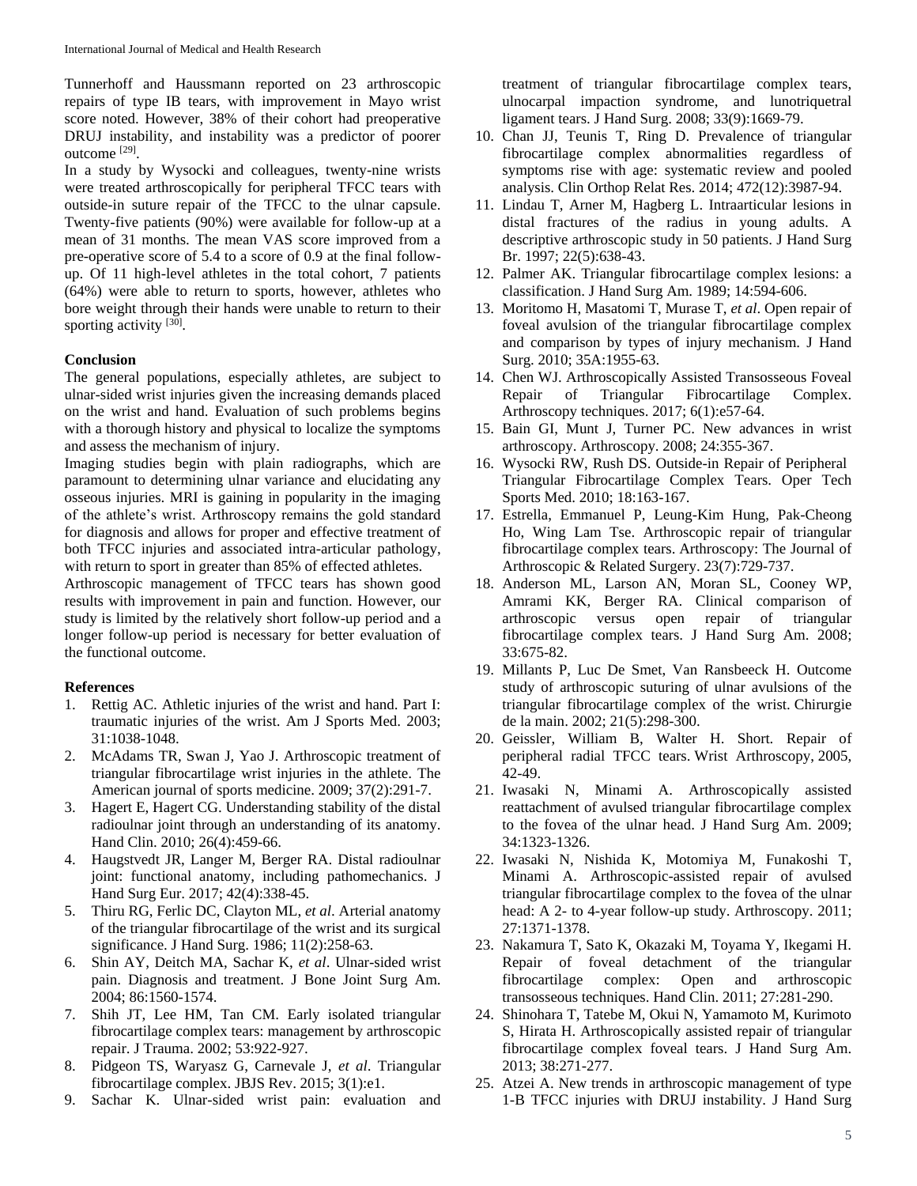Tunnerhoff and Haussmann reported on 23 arthroscopic repairs of type IB tears, with improvement in Mayo wrist score noted. However, 38% of their cohort had preoperative DRUJ instability, and instability was a predictor of poorer outcome [29].

In a study by Wysocki and colleagues, twenty-nine wrists were treated arthroscopically for peripheral TFCC tears with outside-in suture repair of the TFCC to the ulnar capsule. Twenty-five patients (90%) were available for follow-up at a mean of 31 months. The mean VAS score improved from a pre-operative score of 5.4 to a score of 0.9 at the final follow-up. Of 11 high-level athletes in the total cohort, 7 patients (64%) were able to return to sports, however, athletes who bore weight through their hands were unable to return to their sporting activity [30].

## Conclusion

The general populations, especially athletes, are subject to ulnar-sided wrist injuries given the increasing demands placed on the wrist and hand. Evaluation of such problems begins with a thorough history and physical to localize the symptoms and assess the mechanism of injury.

Imaging studies begin with plain radiographs, which are paramount to determining ulnar variance and elucidating any osseous injuries. MRI is gaining in popularity in the imaging of the athlete's wrist. Arthroscopy remains the gold standard for diagnosis and allows for proper and effective treatment of both TFCC injuries and associated intra-articular pathology, with return to sport in greater than 85% of effected athletes.

Arthroscopic management of TFCC tears has shown good results with improvement in pain and function. However, our study is limited by the relatively short follow-up period and a longer follow-up period is necessary for better evaluation of the functional outcome.

## References

1. Rettig AC. Athletic injuries of the wrist and hand. Part I: traumatic injuries of the wrist. Am J Sports Med. 2003; 31:1038-1048.
2. McAdams TR, Swan J, Yao J. Arthroscopic treatment of triangular fibrocartilage wrist injuries in the athlete. The American journal of sports medicine. 2009; 37(2):291-7.
3. Hagert E, Hagert CG. Understanding stability of the distal radioulnar joint through an understanding of its anatomy. Hand Clin. 2010; 26(4):459-66.
4. Haugstvedt JR, Langer M, Berger RA. Distal radioulnar joint: functional anatomy, including pathomechanics. J Hand Surg Eur. 2017; 42(4):338-45.
5. Thiru RG, Ferlic DC, Clayton ML, *et al*. Arterial anatomy of the triangular fibrocartilage of the wrist and its surgical significance. J Hand Surg. 1986; 11(2):258-63.
6. Shin AY, Deitch MA, Sachar K, *et al*. Ulnar-sided wrist pain. Diagnosis and treatment. J Bone Joint Surg Am. 2004; 86:1560-1574.
7. Shih JT, Lee HM, Tan CM. Early isolated triangular fibrocartilage complex tears: management by arthroscopic repair. J Trauma. 2002; 53:922-927.
8. Pidgeon TS, Waryasz G, Carnevale J, *et al*. Triangular fibrocartilage complex. JBJS Rev. 2015; 3(1):e1.
9. Sachar K. Ulnar-sided wrist pain: evaluation and treatment of triangular fibrocartilage complex tears, ulnocarpal impaction syndrome, and lunotriquetral ligament tears. J Hand Surg. 2008; 33(9):1669-79.
10. Chan JJ, Teunis T, Ring D. Prevalence of triangular fibrocartilage complex abnormalities regardless of symptoms rise with age: systematic review and pooled analysis. Clin Orthop Relat Res. 2014; 472(12):3987-94.
11. Lindau T, Arner M, Hagberg L. Intraarticular lesions in distal fractures of the radius in young adults. A descriptive arthroscopic study in 50 patients. J Hand Surg Br. 1997; 22(5):638-43.
12. Palmer AK. Triangular fibrocartilage complex lesions: a classification. J Hand Surg Am. 1989; 14:594-606.
13. Moritomo H, Masatomi T, Murase T, *et al*. Open repair of foveal avulsion of the triangular fibrocartilage complex and comparison by types of injury mechanism. J Hand Surg. 2010; 35A:1955-63.
14. Chen WJ. Arthroscopically Assisted Transosseous Foveal Repair of Triangular Fibrocartilage Complex. Arthroscopy techniques. 2017; 6(1):e57-64.
15. Bain GI, Munt J, Turner PC. New advances in wrist arthroscopy. Arthroscopy. 2008; 24:355-367.
16. Wysocki RW, Rush DS. Outside-in Repair of Peripheral Triangular Fibrocartilage Complex Tears. Oper Tech Sports Med. 2010; 18:163-167.
17. Estrella, Emmanuel P, Leung-Kim Hung, Pak-Cheong Ho, Wing Lam Tse. Arthroscopic repair of triangular fibrocartilage complex tears. Arthroscopy: The Journal of Arthroscopic & Related Surgery. 23(7):729-737.
18. Anderson ML, Larson AN, Moran SL, Cooney WP, Amrami KK, Berger RA. Clinical comparison of arthroscopic versus open repair of triangular fibrocartilage complex tears. J Hand Surg Am. 2008; 33:675-82.
19. Millants P, Luc De Smet, Van Ransbeeck H. Outcome study of arthroscopic suturing of ulnar avulsions of the triangular fibrocartilage complex of the wrist. Chirurgie de la main. 2002; 21(5):298-300.
20. Geissler, William B, Walter H. Short. Repair of peripheral radial TFCC tears. Wrist Arthroscopy, 2005, 42-49.
21. Iwasaki N, Minami A. Arthroscopically assisted reattachment of avulsed triangular fibrocartilage complex to the fovea of the ulnar head. J Hand Surg Am. 2009; 34:1323-1326.
22. Iwasaki N, Nishida K, Motomiya M, Funakoshi T, Minami A. Arthroscopic-assisted repair of avulsed triangular fibrocartilage complex to the fovea of the ulnar head: A 2- to 4-year follow-up study. Arthroscopy. 2011; 27:1371-1378.
23. Nakamura T, Sato K, Okazaki M, Toyama Y, Ikegami H. Repair of foveal detachment of the triangular fibrocartilage complex: Open and arthroscopic transosseous techniques. Hand Clin. 2011; 27:281-290.
24. Shinohara T, Tatebe M, Okui N, Yamamoto M, Kurimoto S, Hirata H. Arthroscopically assisted repair of triangular fibrocartilage complex foveal tears. J Hand Surg Am. 2013; 38:271-277.
25. Atzei A. New trends in arthroscopic management of type 1-B TFCC injuries with DRUJ instability. J Hand Surg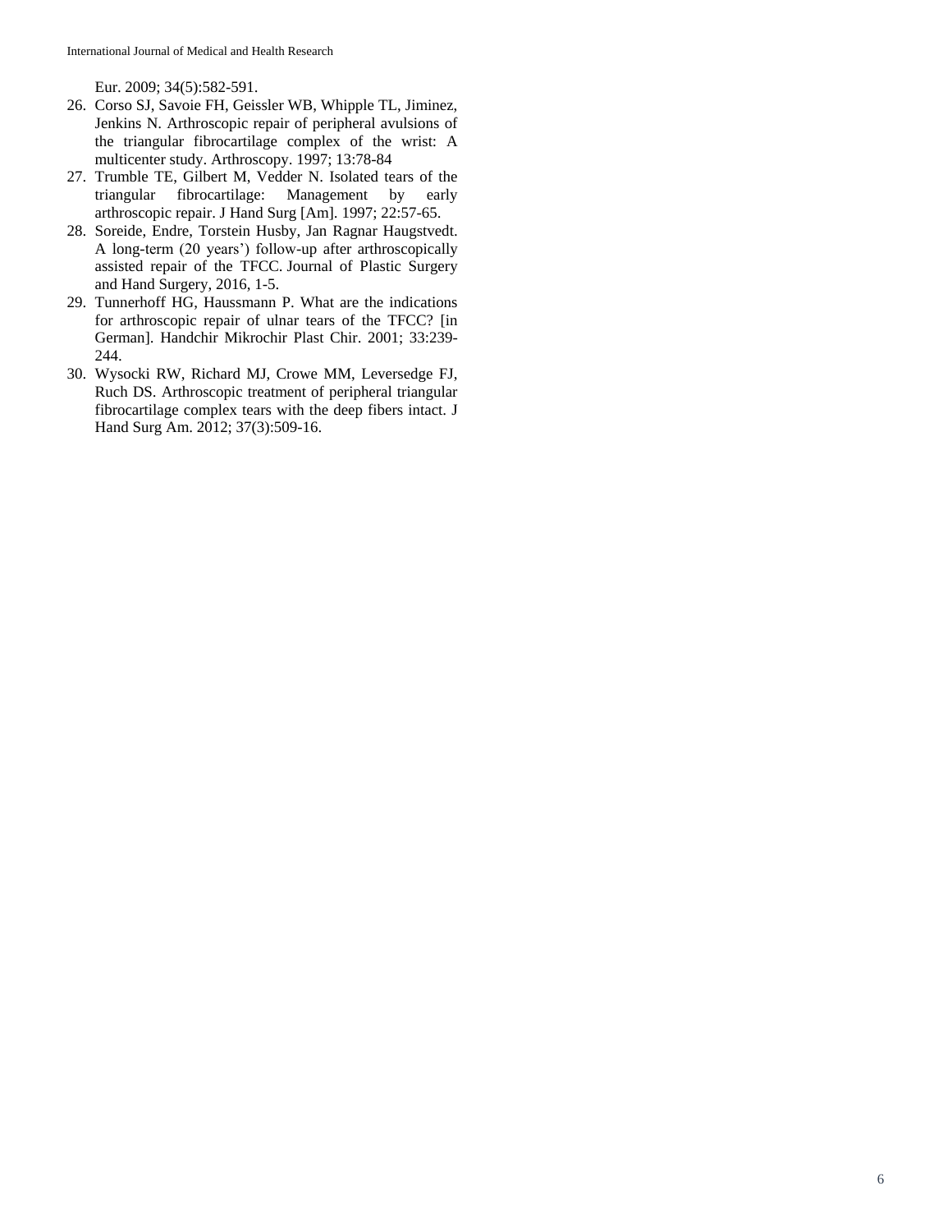Eur. 2009; 34(5):582-591.

26. Corso SJ, Savoie FH, Geissler WB, Whipple TL, Jiminez, Jenkins N. Arthroscopic repair of peripheral avulsions of the triangular fibrocartilage complex of the wrist: A multicenter study. Arthroscopy. 1997; 13:78-84
27. Trumble TE, Gilbert M, Vedder N. Isolated tears of the triangular fibrocartilage: Management by early arthroscopic repair. J Hand Surg [Am]. 1997; 22:57-65.
28. Soreide, Endre, Torstein Husby, Jan Ragnar Haugstvedt. A long-term (20 years') follow-up after arthroscopically assisted repair of the TFCC. Journal of Plastic Surgery and Hand Surgery, 2016, 1-5.
29. Tunnerhoff HG, Haussmann P. What are the indications for arthroscopic repair of ulnar tears of the TFCC? [in German]. Handchir Mikrochir Plast Chir. 2001; 33:239-244.
30. Wysocki RW, Richard MJ, Crowe MM, Leversedge FJ, Ruch DS. Arthroscopic treatment of peripheral triangular fibrocartilage complex tears with the deep fibers intact. J Hand Surg Am. 2012; 37(3):509-16.